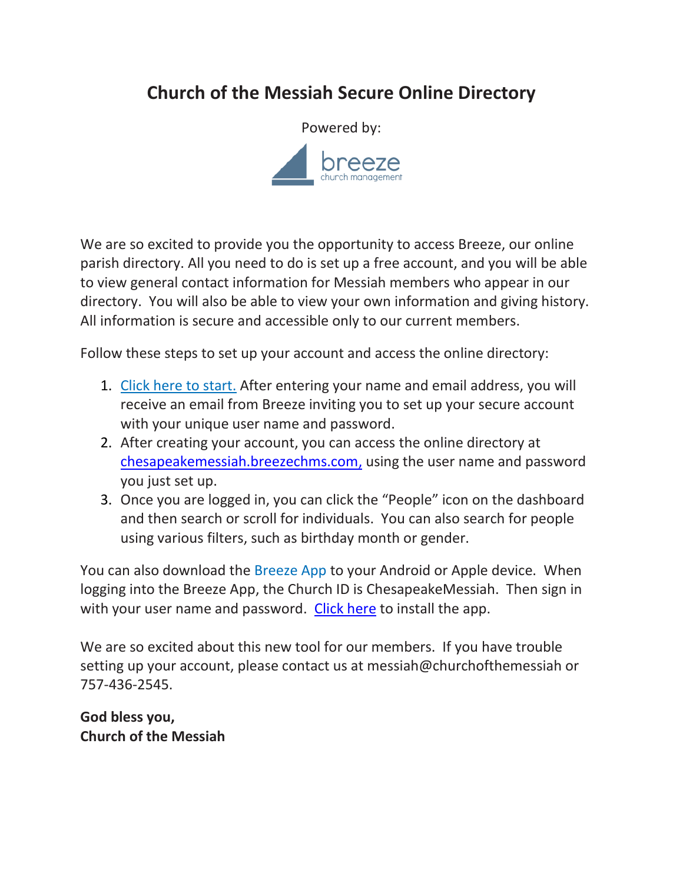# Church of the Messiah Secure Online Directory

Powered by:

breeze
church management

We are so excited to provide you the opportunity to access Breeze, our online parish directory. All you need to do is set up a free account, and you will be able to view general contact information for Messiah members who appear in our directory. You will also be able to view your own information and giving history. All information is secure and accessible only to our current members.

Follow these steps to set up your account and access the online directory:

1. Click here to start. After entering your name and email address, you will receive an email from Breeze inviting you to set up your secure account with your unique user name and password.
2. After creating your account, you can access the online directory at chesapeakemessiah.breezechms.com, using the user name and password you just set up.
3. Once you are logged in, you can click the "People" icon on the dashboard and then search or scroll for individuals. You can also search for people using various filters, such as birthday month or gender.

You can also download the Breeze App to your Android or Apple device. When logging into the Breeze App, the Church ID is ChesapeakeMessiah. Then sign in with your user name and password. Click here to install the app.

We are so excited about this new tool for our members. If you have trouble setting up your account, please contact us at messiah@churchofthemessiah or 757-436-2545.

**God bless you,**
**Church of the Messiah**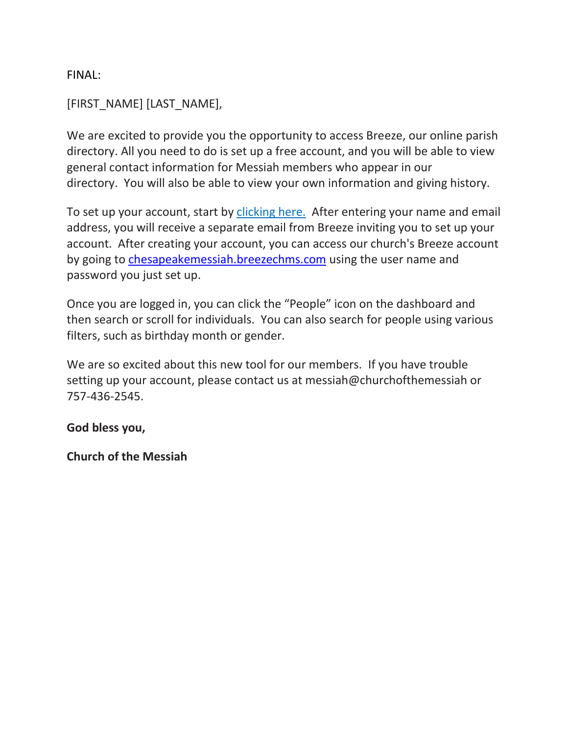FINAL:

[FIRST_NAME] [LAST_NAME],

We are excited to provide you the opportunity to access Breeze, our online parish directory. All you need to do is set up a free account, and you will be able to view general contact information for Messiah members who appear in our directory. You will also be able to view your own information and giving history.

To set up your account, start by [clicking here.](#) After entering your name and email address, you will receive a separate email from Breeze inviting you to set up your account. After creating your account, you can access our church's Breeze account by going to [chesapeakemessiah.breezechms.com](chesapeakemessiah.breezechms.com) using the user name and password you just set up.

Once you are logged in, you can click the "People" icon on the dashboard and then search or scroll for individuals. You can also search for people using various filters, such as birthday month or gender.

We are so excited about this new tool for our members. If you have trouble setting up your account, please contact us at messiah@churchofthemessiah or 757-436-2545.

**God bless you,**

**Church of the Messiah**